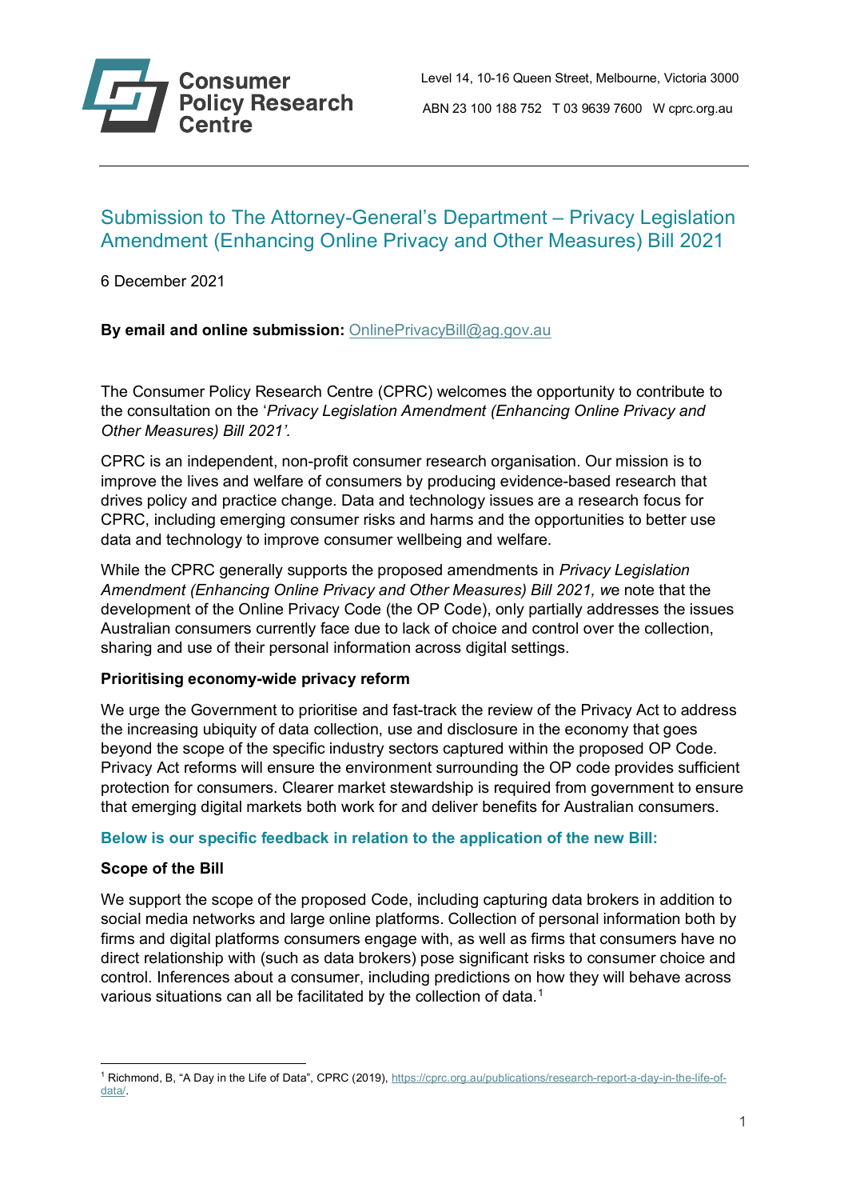Consumer Policy Research Centre

Level 14, 10-16 Queen Street, Melbourne, Victoria 3000

ABN 23 100 188 752 T 03 9639 7600 W cprc.org.au

# Submission to The Attorney-General's Department – Privacy Legislation Amendment (Enhancing Online Privacy and Other Measures) Bill 2021

6 December 2021

**By email and online submission:** OnlinePrivacyBill@ag.gov.au

The Consumer Policy Research Centre (CPRC) welcomes the opportunity to contribute to the consultation on the '*Privacy Legislation Amendment (Enhancing Online Privacy and Other Measures) Bill 2021'*.

CPRC is an independent, non-profit consumer research organisation. Our mission is to improve the lives and welfare of consumers by producing evidence-based research that drives policy and practice change. Data and technology issues are a research focus for CPRC, including emerging consumer risks and harms and the opportunities to better use data and technology to improve consumer wellbeing and welfare.

While the CPRC generally supports the proposed amendments in *Privacy Legislation Amendment (Enhancing Online Privacy and Other Measures) Bill 2021,* we note that the development of the Online Privacy Code (the OP Code), only partially addresses the issues Australian consumers currently face due to lack of choice and control over the collection, sharing and use of their personal information across digital settings.

**Prioritising economy-wide privacy reform**

We urge the Government to prioritise and fast-track the review of the Privacy Act to address the increasing ubiquity of data collection, use and disclosure in the economy that goes beyond the scope of the specific industry sectors captured within the proposed OP Code. Privacy Act reforms will ensure the environment surrounding the OP code provides sufficient protection for consumers. Clearer market stewardship is required from government to ensure that emerging digital markets both work for and deliver benefits for Australian consumers.

## Below is our specific feedback in relation to the application of the new Bill:

**Scope of the Bill**

We support the scope of the proposed Code, including capturing data brokers in addition to social media networks and large online platforms. Collection of personal information both by firms and digital platforms consumers engage with, as well as firms that consumers have no direct relationship with (such as data brokers) pose significant risks to consumer choice and control. Inferences about a consumer, including predictions on how they will behave across various situations can all be facilitated by the collection of data.[1]

[1] Richmond, B, "A Day in the Life of Data", CPRC (2019), https://cprc.org.au/publications/research-report-a-day-in-the-life-of-data/.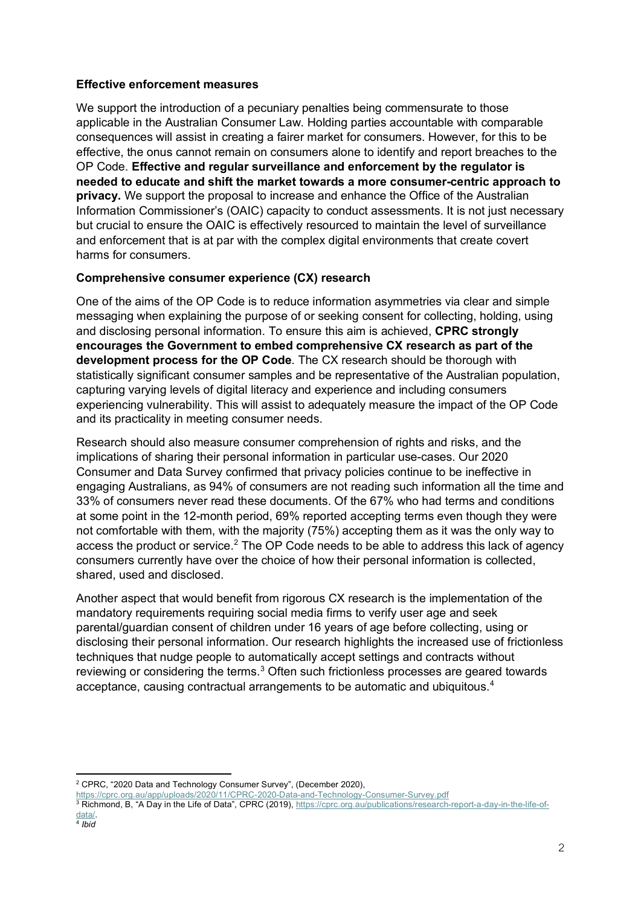**Effective enforcement measures**

We support the introduction of a pecuniary penalties being commensurate to those applicable in the Australian Consumer Law. Holding parties accountable with comparable consequences will assist in creating a fairer market for consumers. However, for this to be effective, the onus cannot remain on consumers alone to identify and report breaches to the OP Code. **Effective and regular surveillance and enforcement by the regulator is needed to educate and shift the market towards a more consumer-centric approach to privacy.** We support the proposal to increase and enhance the Office of the Australian Information Commissioner's (OAIC) capacity to conduct assessments. It is not just necessary but crucial to ensure the OAIC is effectively resourced to maintain the level of surveillance and enforcement that is at par with the complex digital environments that create covert harms for consumers.

**Comprehensive consumer experience (CX) research**

One of the aims of the OP Code is to reduce information asymmetries via clear and simple messaging when explaining the purpose of or seeking consent for collecting, holding, using and disclosing personal information. To ensure this aim is achieved, **CPRC strongly encourages the Government to embed comprehensive CX research as part of the development process for the OP Code**. The CX research should be thorough with statistically significant consumer samples and be representative of the Australian population, capturing varying levels of digital literacy and experience and including consumers experiencing vulnerability. This will assist to adequately measure the impact of the OP Code and its practicality in meeting consumer needs.

Research should also measure consumer comprehension of rights and risks, and the implications of sharing their personal information in particular use-cases. Our 2020 Consumer and Data Survey confirmed that privacy policies continue to be ineffective in engaging Australians, as 94% of consumers are not reading such information all the time and 33% of consumers never read these documents. Of the 67% who had terms and conditions at some point in the 12-month period, 69% reported accepting terms even though they were not comfortable with them, with the majority (75%) accepting them as it was the only way to access the product or service.[2] The OP Code needs to be able to address this lack of agency consumers currently have over the choice of how their personal information is collected, shared, used and disclosed.

Another aspect that would benefit from rigorous CX research is the implementation of the mandatory requirements requiring social media firms to verify user age and seek parental/guardian consent of children under 16 years of age before collecting, using or disclosing their personal information. Our research highlights the increased use of frictionless techniques that nudge people to automatically accept settings and contracts without reviewing or considering the terms.[3] Often such frictionless processes are geared towards acceptance, causing contractual arrangements to be automatic and ubiquitous.[4]

---

[2] CPRC, "2020 Data and Technology Consumer Survey", (December 2020), https://cprc.org.au/app/uploads/2020/11/CPRC-2020-Data-and-Technology-Consumer-Survey.pdf

[3] Richmond, B, "A Day in the Life of Data", CPRC (2019), https://cprc.org.au/publications/research-report-a-day-in-the-life-of-data/.

[4] *Ibid*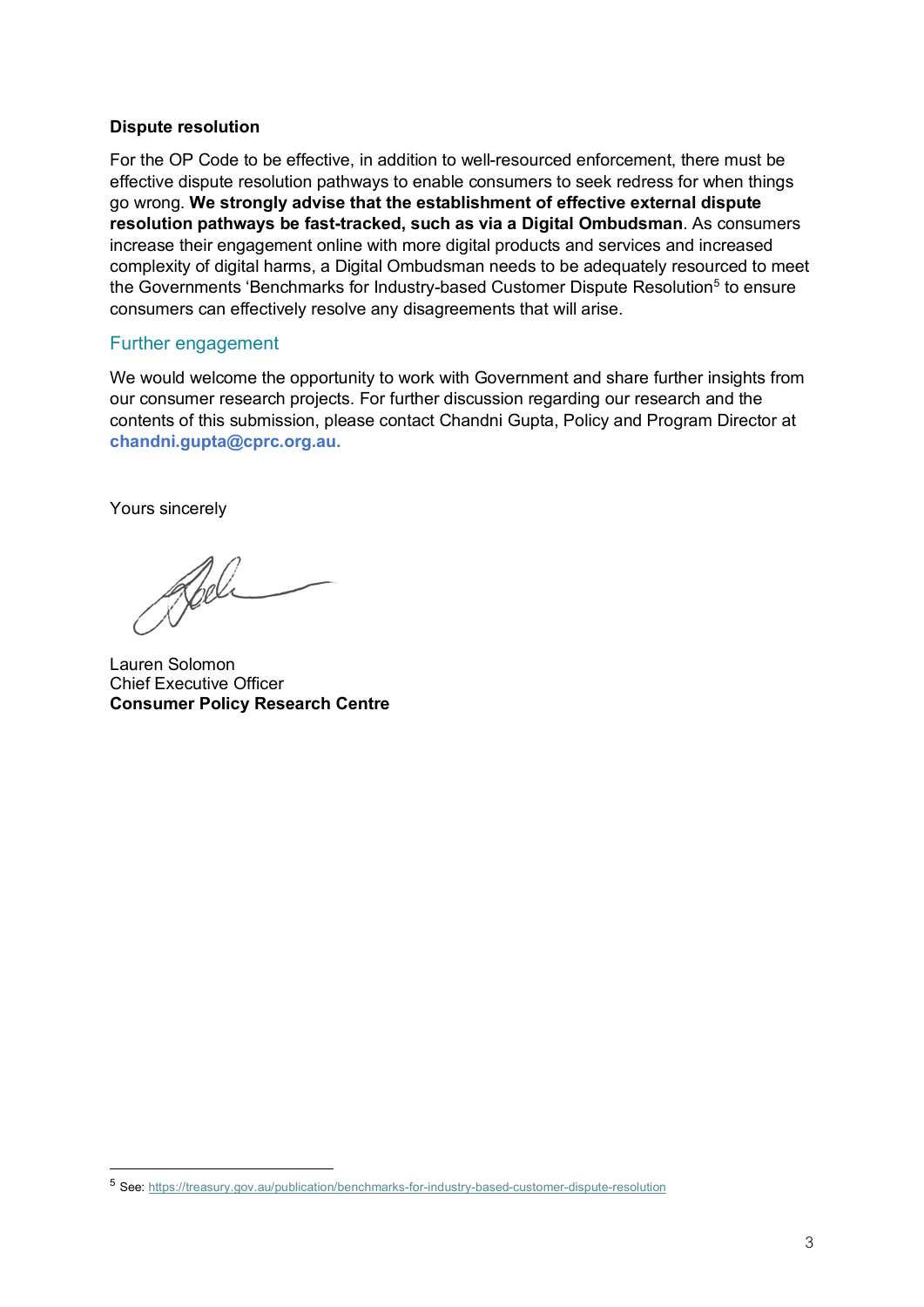**Dispute resolution**

For the OP Code to be effective, in addition to well-resourced enforcement, there must be effective dispute resolution pathways to enable consumers to seek redress for when things go wrong. **We strongly advise that the establishment of effective external dispute resolution pathways be fast-tracked, such as via a Digital Ombudsman**. As consumers increase their engagement online with more digital products and services and increased complexity of digital harms, a Digital Ombudsman needs to be adequately resourced to meet the Governments 'Benchmarks for Industry-based Customer Dispute Resolution[5] to ensure consumers can effectively resolve any disagreements that will arise.

## Further engagement

We would welcome the opportunity to work with Government and share further insights from our consumer research projects. For further discussion regarding our research and the contents of this submission, please contact Chandni Gupta, Policy and Program Director at **chandni.gupta@cprc.org.au.**

Yours sincerely

Lauren Solomon
Chief Executive Officer
**Consumer Policy Research Centre**

---

[5] See: https://treasury.gov.au/publication/benchmarks-for-industry-based-customer-dispute-resolution